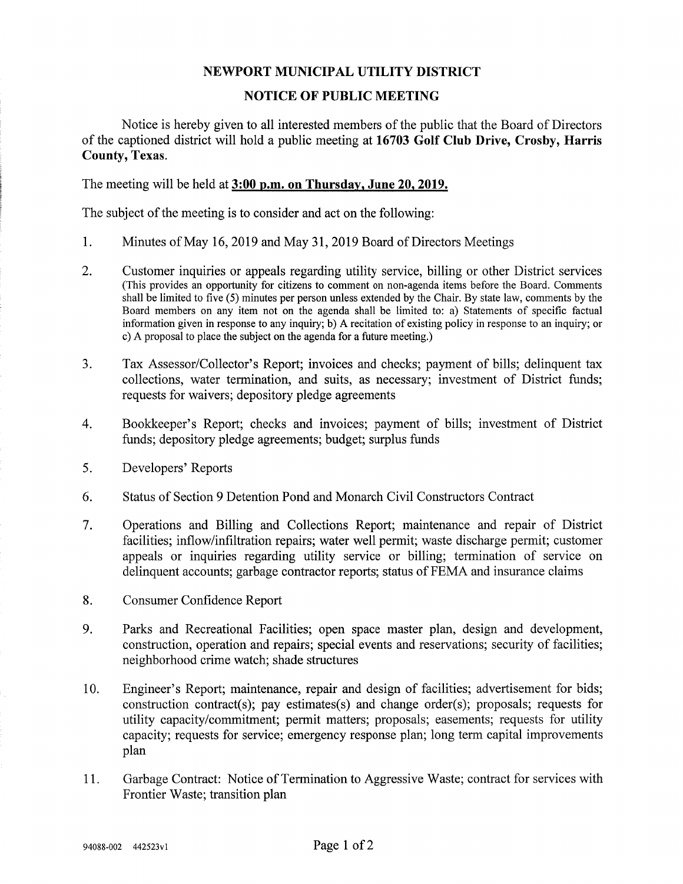# NEWPORT MUNICIPAL UTILITY DISTRICT

## NOTICE OF PUBLIC MEETING

Notice is hereby given to all interested members of the public that the Board of Directors of the captioned district will hold a public meeting at **16703 Golf Club Drive, Crosby, Harris County, Texas**.

The meeting will be held at **3:00 p.m. on Thursday, June 20, 2019.**

The subject of the meeting is to consider and act on the following:

1. Minutes of May 16, 2019 and May 31, 2019 Board of Directors Meetings

2. Customer inquiries or appeals regarding utility service, billing or other District services (This provides an opportunity for citizens to comment on non-agenda items before the Board. Comments shall be limited to five (5) minutes per person unless extended by the Chair. By state law, comments by the Board members on any item not on the agenda shall be limited to: a) Statements of specific factual information given in response to any inquiry; b) A recitation of existing policy in response to an inquiry; or c) A proposal to place the subject on the agenda for a future meeting.)

3. Tax Assessor/Collector's Report; invoices and checks; payment of bills; delinquent tax collections, water termination, and suits, as necessary; investment of District funds; requests for waivers; depository pledge agreements

4. Bookkeeper's Report; checks and invoices; payment of bills; investment of District funds; depository pledge agreements; budget; surplus funds

5. Developers' Reports

6. Status of Section 9 Detention Pond and Monarch Civil Constructors Contract

7. Operations and Billing and Collections Report; maintenance and repair of District facilities; inflow/infiltration repairs; water well permit; waste discharge permit; customer appeals or inquiries regarding utility service or billing; termination of service on delinquent accounts; garbage contractor reports; status of FEMA and insurance claims

8. Consumer Confidence Report

9. Parks and Recreational Facilities; open space master plan, design and development, construction, operation and repairs; special events and reservations; security of facilities; neighborhood crime watch; shade structures

10. Engineer's Report; maintenance, repair and design of facilities; advertisement for bids; construction contract(s); pay estimates(s) and change order(s); proposals; requests for utility capacity/commitment; permit matters; proposals; easements; requests for utility capacity; requests for service; emergency response plan; long term capital improvements plan

11. Garbage Contract: Notice of Termination to Aggressive Waste; contract for services with Frontier Waste; transition plan

94088-002 442523v1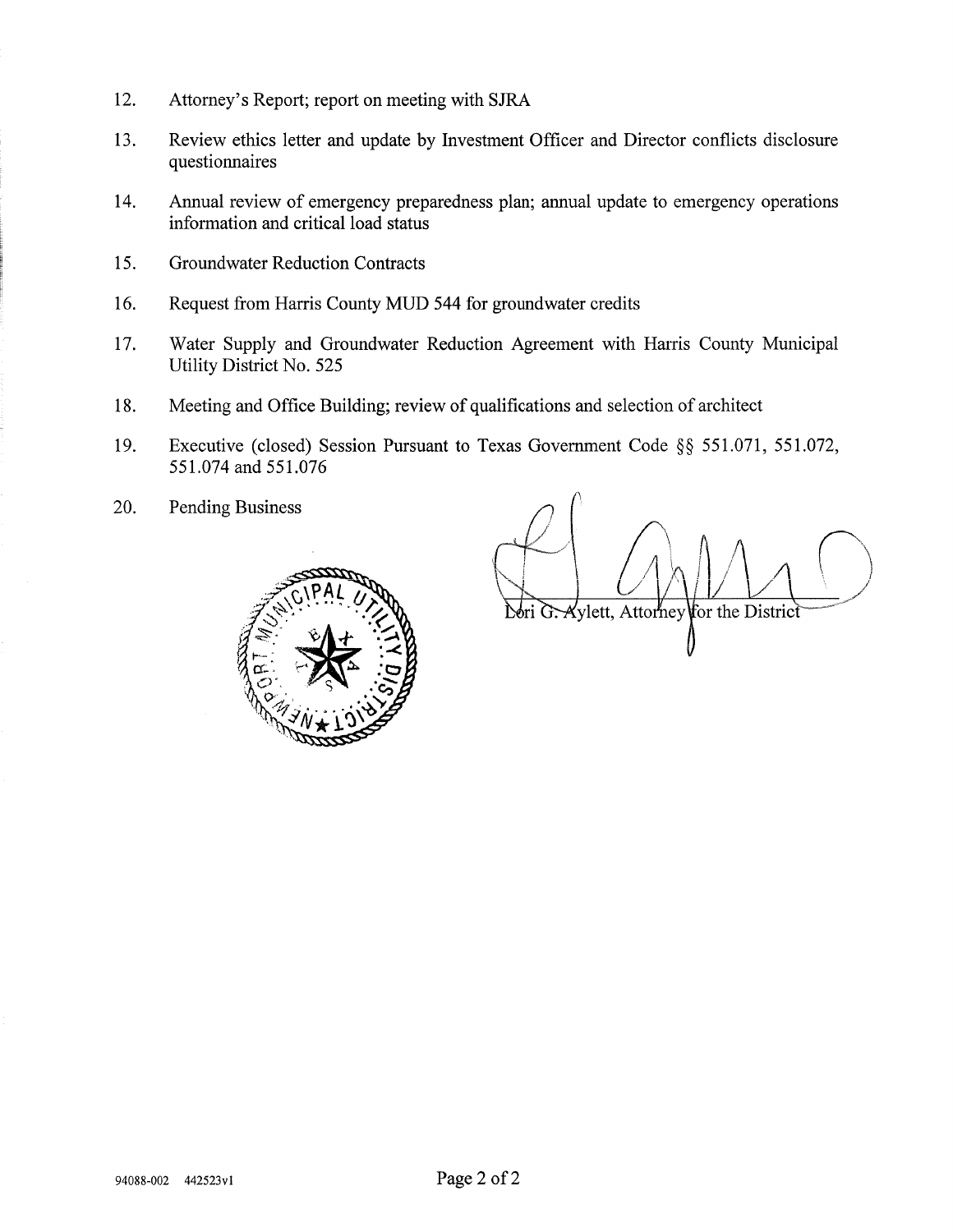12. Attorney's Report; report on meeting with SJRA

13. Review ethics letter and update by Investment Officer and Director conflicts disclosure questionnaires

14. Annual review of emergency preparedness plan; annual update to emergency operations information and critical load status

15. Groundwater Reduction Contracts

16. Request from Harris County MUD 544 for groundwater credits

17. Water Supply and Groundwater Reduction Agreement with Harris County Municipal Utility District No. 525

18. Meeting and Office Building; review of qualifications and selection of architect

19. Executive (closed) Session Pursuant to Texas Government Code §§ 551.071, 551.072, 551.074 and 551.076

20. Pending Business

NEWPORT MUNICIPAL UTILITY DISTRICT TEXAS

Lori G. Aylett, Attorney for the District

94088-002 442523v1